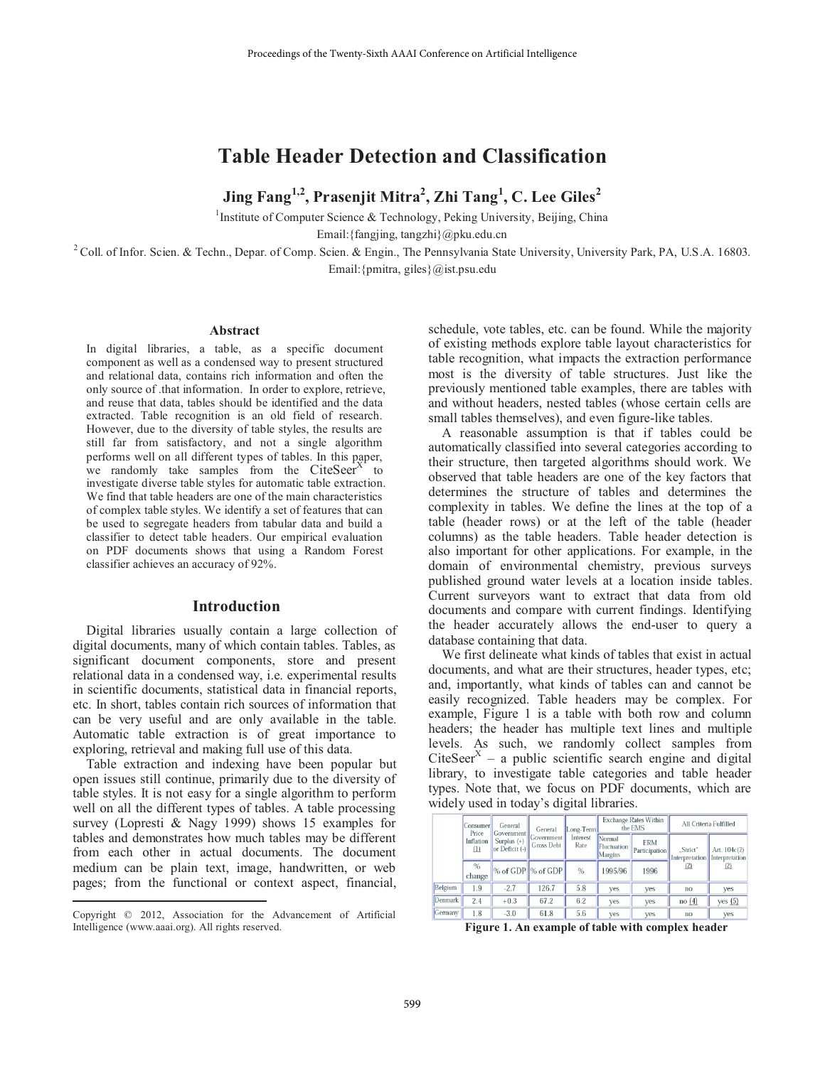Proceedings of the Twenty-Sixth AAAI Conference on Artificial Intelligence

# Table Header Detection and Classification

**Jing Fang[1,2], Prasenjit Mitra[2], Zhi Tang[1], C. Lee Giles[2]**

[1]Institute of Computer Science & Technology, Peking University, Beijing, China
Email:{fangjing, tangzhi}@pku.edu.cn

[2] Coll. of Infor. Scien. & Techn., Depar. of Comp. Scien. & Engin., The Pennsylvania State University, University Park, PA, U.S.A. 16803.
Email:{pmitra, giles}@ist.psu.edu

### Abstract

In digital libraries, a table, as a specific document component as well as a condensed way to present structured and relational data, contains rich information and often the only source of .that information. In order to explore, retrieve, and reuse that data, tables should be identified and the data extracted. Table recognition is an old field of research. However, due to the diversity of table styles, the results are still far from satisfactory, and not a single algorithm performs well on all different types of tables. In this paper, we randomly take samples from the CiteSeer$^X$ to investigate diverse table styles for automatic table extraction. We find that table headers are one of the main characteristics of complex table styles. We identify a set of features that can be used to segregate headers from tabular data and build a classifier to detect table headers. Our empirical evaluation on PDF documents shows that using a Random Forest classifier achieves an accuracy of 92%.

## Introduction

Digital libraries usually contain a large collection of digital documents, many of which contain tables. Tables, as significant document components, store and present relational data in a condensed way, i.e. experimental results in scientific documents, statistical data in financial reports, etc. In short, tables contain rich sources of information that can be very useful and are only available in the table. Automatic table extraction is of great importance to exploring, retrieval and making full use of this data.

Table extraction and indexing have been popular but open issues still continue, primarily due to the diversity of table styles. It is not easy for a single algorithm to perform well on all the different types of tables. A table processing survey (Lopresti & Nagy 1999) shows 15 examples for tables and demonstrates how much tables may be different from each other in actual documents. The document medium can be plain text, image, handwritten, or web pages; from the functional or context aspect, financial, schedule, vote tables, etc. can be found. While the majority of existing methods explore table layout characteristics for table recognition, what impacts the extraction performance most is the diversity of table structures. Just like the previously mentioned table examples, there are tables with and without headers, nested tables (whose certain cells are small tables themselves), and even figure-like tables.

A reasonable assumption is that if tables could be automatically classified into several categories according to their structure, then targeted algorithms should work. We observed that table headers are one of the key factors that determines the structure of tables and determines the complexity in tables. We define the lines at the top of a table (header rows) or at the left of the table (header columns) as the table headers. Table header detection is also important for other applications. For example, in the domain of environmental chemistry, previous surveys published ground water levels at a location inside tables. Current surveyors want to extract that data from old documents and compare with current findings. Identifying the header accurately allows the end-user to query a database containing that data.

We first delineate what kinds of tables that exist in actual documents, and what are their structures, header types, etc; and, importantly, what kinds of tables can and cannot be easily recognized. Table headers may be complex. For example, Figure 1 is a table with both row and column headers; the header has multiple text lines and multiple levels. As such, we randomly collect samples from CiteSeer$^X$ – a public scientific search engine and digital library, to investigate table categories and table header types. Note that, we focus on PDF documents, which are widely used in today's digital libraries.

| | Consumer Price Inflation (1) | General Government Surplus (+) or Deficit (-) | General Government Gross Debt | Long-Term Interest Rate | Exchange Rates Within the EMS | | All Criteria Fulfilled | |
|---|---|---|---|---|---|---|---|---|
| | | | | | Normal Fluctuation Margins | ERM Participation | „Strict" Interpretation (2) | Art. 104c(2) Interpretation (2) |
| | % change | % of GDP | % of GDP | % | 1995/96 | 1996 | | |
| Belgium | 1.9 | -2.7 | 126.7 | 5.8 | yes | yes | no | yes |
| Denmark | 2.4 | +0.3 | 67.2 | 6.2 | yes | yes | no (4) | yes (5) |
| Germany | 1.8 | -3.0 | 61.8 | 5.6 | yes | yes | no | yes |

**Figure 1. An example of table with complex header**

Copyright © 2012, Association for the Advancement of Artificial Intelligence (www.aaai.org). All rights reserved.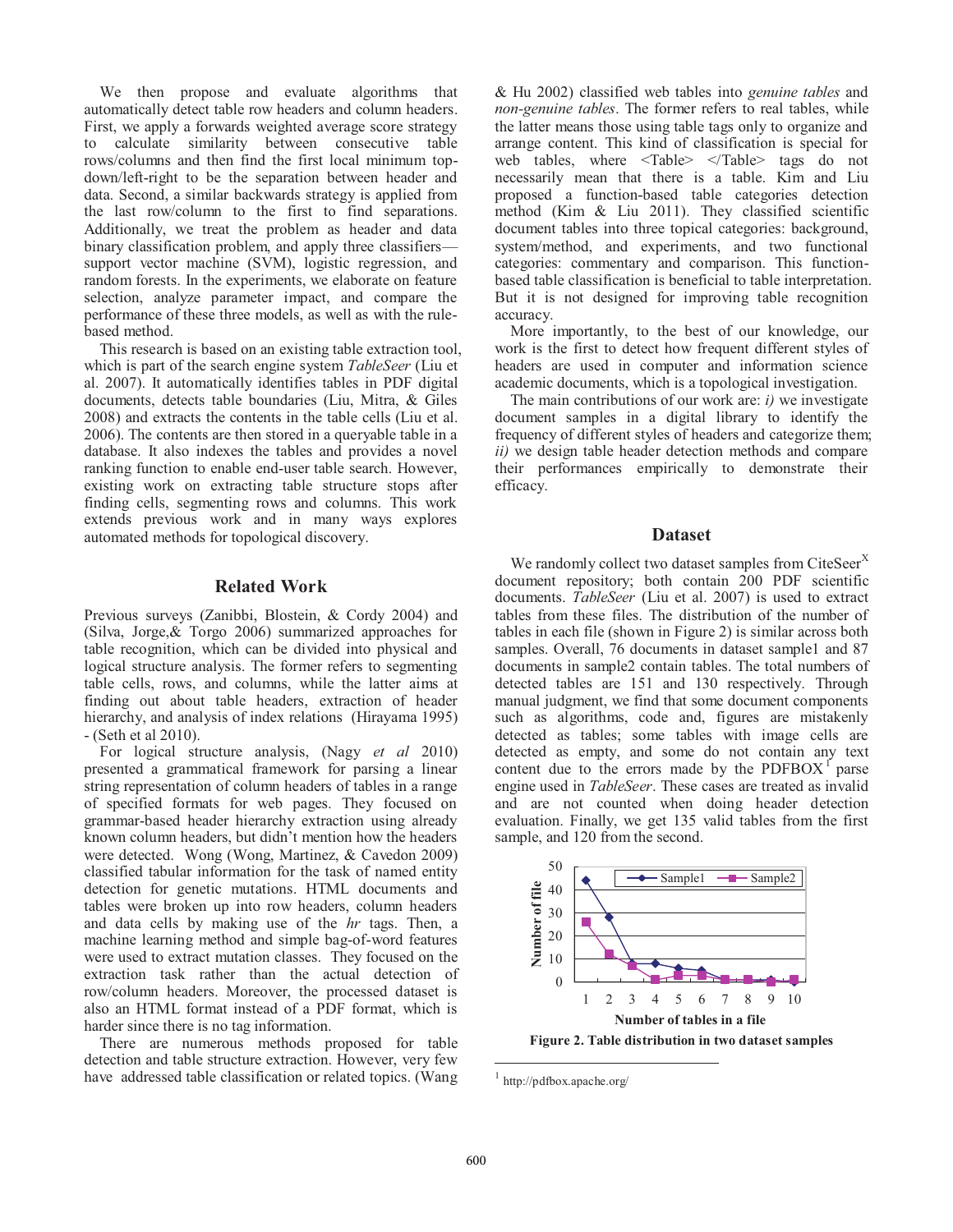We then propose and evaluate algorithms that automatically detect table row headers and column headers. First, we apply a forwards weighted average score strategy to calculate similarity between consecutive table rows/columns and then find the first local minimum top-down/left-right to be the separation between header and data. Second, a similar backwards strategy is applied from the last row/column to the first to find separations. Additionally, we treat the problem as header and data binary classification problem, and apply three classifiers—support vector machine (SVM), logistic regression, and random forests. In the experiments, we elaborate on feature selection, analyze parameter impact, and compare the performance of these three models, as well as with the rule-based method.

This research is based on an existing table extraction tool, which is part of the search engine system *TableSeer* (Liu et al. 2007). It automatically identifies tables in PDF digital documents, detects table boundaries (Liu, Mitra, & Giles 2008) and extracts the contents in the table cells (Liu et al. 2006). The contents are then stored in a queryable table in a database. It also indexes the tables and provides a novel ranking function to enable end-user table search. However, existing work on extracting table structure stops after finding cells, segmenting rows and columns. This work extends previous work and in many ways explores automated methods for topological discovery.

## Related Work

Previous surveys (Zanibbi, Blostein, & Cordy 2004) and (Silva, Jorge,& Torgo 2006) summarized approaches for table recognition, which can be divided into physical and logical structure analysis. The former refers to segmenting table cells, rows, and columns, while the latter aims at finding out about table headers, extraction of header hierarchy, and analysis of index relations (Hirayama 1995) - (Seth et al 2010).

For logical structure analysis, (Nagy *et al* 2010) presented a grammatical framework for parsing a linear string representation of column headers of tables in a range of specified formats for web pages. They focused on grammar-based header hierarchy extraction using already known column headers, but didn't mention how the headers were detected. Wong (Wong, Martinez, & Cavedon 2009) classified tabular information for the task of named entity detection for genetic mutations. HTML documents and tables were broken up into row headers, column headers and data cells by making use of the *hr* tags. Then, a machine learning method and simple bag-of-word features were used to extract mutation classes. They focused on the extraction task rather than the actual detection of row/column headers. Moreover, the processed dataset is also an HTML format instead of a PDF format, which is harder since there is no tag information.

There are numerous methods proposed for table detection and table structure extraction. However, very few have addressed table classification or related topics. (Wang & Hu 2002) classified web tables into *genuine tables* and *non-genuine tables*. The former refers to real tables, while the latter means those using table tags only to organize and arrange content. This kind of classification is special for web tables, where <Table> </Table> tags do not necessarily mean that there is a table. Kim and Liu proposed a function-based table categories detection method (Kim & Liu 2011). They classified scientific document tables into three topical categories: background, system/method, and experiments, and two functional categories: commentary and comparison. This function-based table classification is beneficial to table interpretation. But it is not designed for improving table recognition accuracy.

More importantly, to the best of our knowledge, our work is the first to detect how frequent different styles of headers are used in computer and information science academic documents, which is a topological investigation.

The main contributions of our work are: *i)* we investigate document samples in a digital library to identify the frequency of different styles of headers and categorize them; *ii)* we design table header detection methods and compare their performances empirically to demonstrate their efficacy.

## Dataset

We randomly collect two dataset samples from CiteSeer$^X$ document repository; both contain 200 PDF scientific documents. *TableSeer* (Liu et al. 2007) is used to extract tables from these files. The distribution of the number of tables in each file (shown in Figure 2) is similar across both samples. Overall, 76 documents in dataset sample1 and 87 documents in sample2 contain tables. The total numbers of detected tables are 151 and 130 respectively. Through manual judgment, we find that some document components such as algorithms, code and, figures are mistakenly detected as tables; some tables with image cells are detected as empty, and some do not contain any text content due to the errors made by the PDFBOX[1] parse engine used in *TableSeer*. These cases are treated as invalid and are not counted when doing header detection evaluation. Finally, we get 135 valid tables from the first sample, and 120 from the second.

**Figure 2. Table distribution in two dataset samples**

[1] http://pdfbox.apache.org/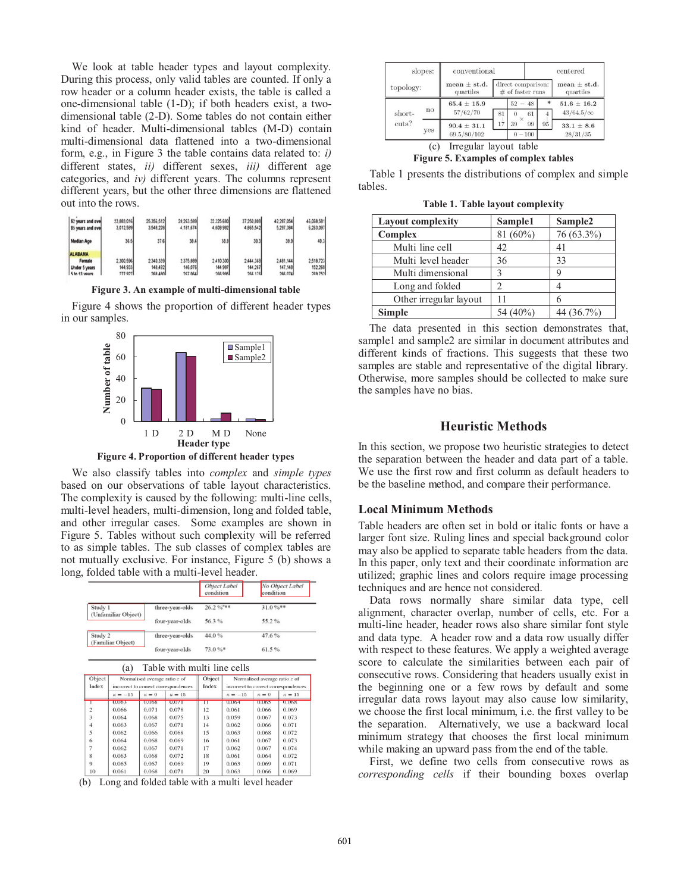We look at table header types and layout complexity. During this process, only valid tables are counted. If only a row header or a column header exists, the table is called a one-dimensional table (1-D); if both headers exist, a two-dimensional table (2-D). Some tables do not contain either kind of header. Multi-dimensional tables (M-D) contain multi-dimensional data flattened into a two-dimensional form, e.g., in Figure 3 the table contains data related to: *i)* different states, *ii)* different sexes, *iii)* different age categories, and *iv)* different years. The columns represent different years, but the other three dimensions are flattened out into the rows.

**Figure 3. An example of multi-dimensional table**

Figure 4 shows the proportion of different header types in our samples.

**Figure 4. Proportion of different header types**

We also classify tables into *complex* and *simple types* based on our observations of table layout characteristics. The complexity is caused by the following: multi-line cells, multi-level headers, multi-dimension, long and folded table, and other irregular cases. Some examples are shown in Figure 5. Tables without such complexity will be referred to as simple tables. The sub classes of complex tables are not mutually exclusive. For instance, Figure 5 (b) shows a long, folded table with a multi-level header.

(a) Table with multi line cells

(b) Long and folded table with a multi level header

(c) Irregular layout table

**Figure 5. Examples of complex tables**

Table 1 presents the distributions of complex and simple tables.

**Table 1. Table layout complexity**

| Layout complexity | Sample1 | Sample2 |
|---|---|---|
| **Complex** | 81 (60%) | 76 (63.3%) |
| Multi line cell | 42 | 41 |
| Multi level header | 36 | 33 |
| Multi dimensional | 3 | 9 |
| Long and folded | 2 | 4 |
| Other irregular layout | 11 | 6 |
| **Simple** | 54 (40%) | 44 (36.7%) |

The data presented in this section demonstrates that, sample1 and sample2 are similar in document attributes and different kinds of fractions. This suggests that these two samples are stable and representative of the digital library. Otherwise, more samples should be collected to make sure the samples have no bias.

## Heuristic Methods

In this section, we propose two heuristic strategies to detect the separation between the header and data part of a table. We use the first row and first column as default headers to be the baseline method, and compare their performance.

### Local Minimum Methods

Table headers are often set in bold or italic fonts or have a larger font size. Ruling lines and special background color may also be applied to separate table headers from the data. In this paper, only text and their coordinate information are utilized; graphic lines and colors require image processing techniques and are hence not considered.

Data rows normally share similar data type, cell alignment, character overlap, number of cells, etc. For a multi-line header, header rows also share similar font style and data type. A header row and a data row usually differ with respect to these features. We apply a weighted average score to calculate the similarities between each pair of consecutive rows. Considering that headers usually exist in the beginning one or a few rows by default and some irregular data rows layout may also cause low similarity, we choose the first local minimum, i.e. the first valley to be the separation. Alternatively, we use a backward local minimum strategy that chooses the first local minimum while making an upward pass from the end of the table.

First, we define two cells from consecutive rows as *corresponding cells* if their bounding boxes overlap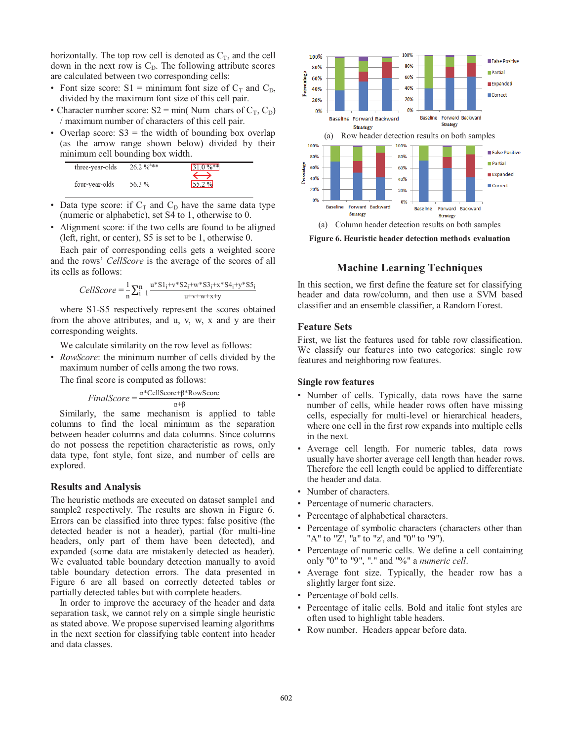horizontally. The top row cell is denoted as $C_T$, and the cell down in the next row is $C_D$. The following attribute scores are calculated between two corresponding cells:

- Font size score: S1 = minimum font size of $C_T$ and $C_D$, divided by the maximum font size of this cell pair.
- Character number score: S2 = min( Num chars of $C_T$, $C_D$) / maximum number of characters of this cell pair.
- Overlap score: S3 = the width of bounding box overlap (as the arrow range shown below) divided by their minimum cell bounding box width.

| three-year-olds | 26.2 %[a]** | 31.0 %** |
|---|---|---|
| four-year-olds | 56.3 % | 55.2 % |

- Data type score: if $C_T$ and $C_D$ have the same data type (numeric or alphabetic), set S4 to 1, otherwise to 0.
- Alignment score: if the two cells are found to be aligned (left, right, or center), S5 is set to be 1, otherwise 0.

Each pair of corresponding cells gets a weighted score and the rows' *CellScore* is the average of the scores of all its cells as follows:

$$CellScore = \frac{1}{n}\sum_{i}^{n} {}_{1} \frac{u{*}S1_i+v{*}S2_i+w{*}S3_i+x{*}S4_i+y{*}S5_i}{u+v+w+x+y}$$

where S1-S5 respectively represent the scores obtained from the above attributes, and u, v, w, x and y are their corresponding weights.

We calculate similarity on the row level as follows:

- *RowScore*: the minimum number of cells divided by the maximum number of cells among the two rows.

The final score is computed as follows:

$$FinalScore = \frac{\alpha{*}CellScore+\beta{*}RowScore}{\alpha+\beta}$$

Similarly, the same mechanism is applied to table columns to find the local minimum as the separation between header columns and data columns. Since columns do not possess the repetition characteristic as rows, only data type, font style, font size, and number of cells are explored.

## Results and Analysis

The heuristic methods are executed on dataset sample1 and sample2 respectively. The results are shown in Figure 6. Errors can be classified into three types: false positive (the detected header is not a header), partial (for multi-line headers, only part of them have been detected), and expanded (some data are mistakenly detected as header). We evaluated table boundary detection manually to avoid table boundary detection errors. The data presented in Figure 6 are all based on correctly detected tables or partially detected tables but with complete headers.

In order to improve the accuracy of the header and data separation task, we cannot rely on a simple single heuristic as stated above. We propose supervised learning algorithms in the next section for classifying table content into header and data classes.

(a) Row header detection results on both samples

(a) Column header detection results on both samples

**Figure 6. Heuristic header detection methods evaluation**

# Machine Learning Techniques

In this section, we first define the feature set for classifying header and data row/column, and then use a SVM based classifier and an ensemble classifier, a Random Forest.

## Feature Sets

First, we list the features used for table row classification. We classify our features into two categories: single row features and neighboring row features.

### Single row features

- Number of cells. Typically, data rows have the same number of cells, while header rows often have missing cells, especially for multi-level or hierarchical headers, where one cell in the first row expands into multiple cells in the next.
- Average cell length. For numeric tables, data rows usually have shorter average cell length than header rows. Therefore the cell length could be applied to differentiate the header and data.
- Number of characters.
- Percentage of numeric characters.
- Percentage of alphabetical characters.
- Percentage of symbolic characters (characters other than "A" to "Z', "a" to "z', and "0" to "9").
- Percentage of numeric cells. We define a cell containing only "0" to "9", "." and "%" a *numeric cell*.
- Average font size. Typically, the header row has a slightly larger font size.
- Percentage of bold cells.
- Percentage of italic cells. Bold and italic font styles are often used to highlight table headers.
- Row number. Headers appear before data.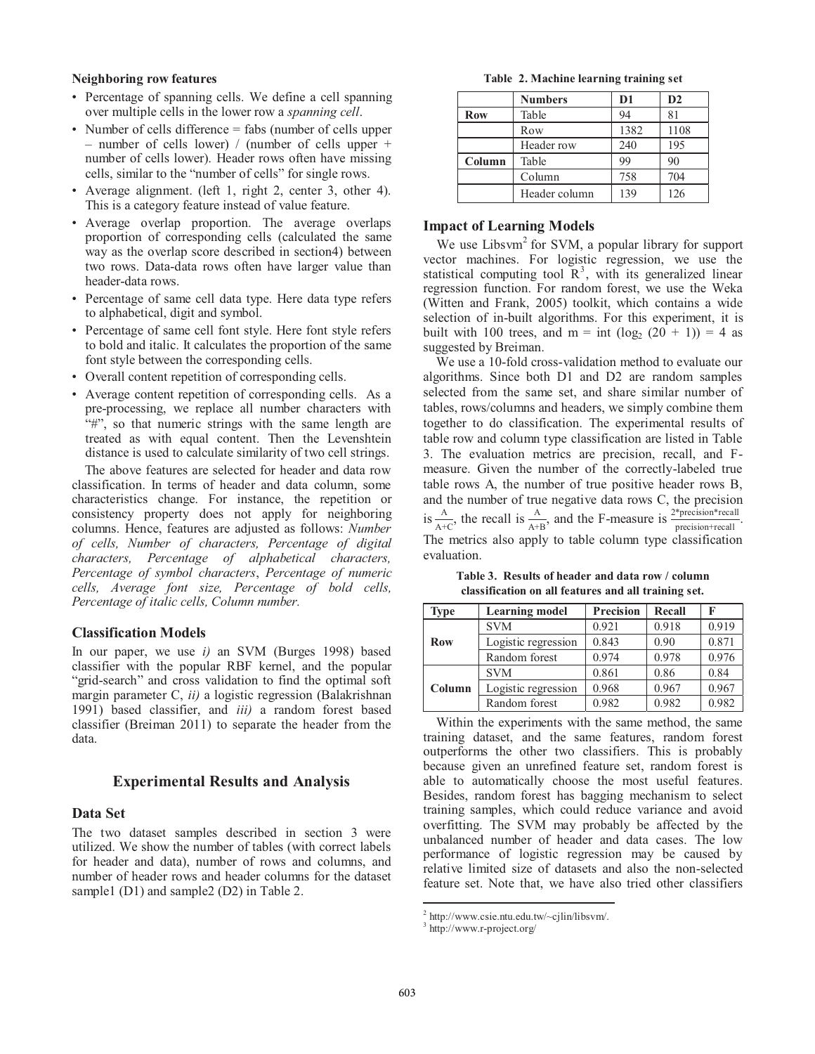### Neighboring row features

- Percentage of spanning cells. We define a cell spanning over multiple cells in the lower row a *spanning cell*.
- Number of cells difference = fabs (number of cells upper – number of cells lower) / (number of cells upper + number of cells lower). Header rows often have missing cells, similar to the "number of cells" for single rows.
- Average alignment. (left 1, right 2, center 3, other 4). This is a category feature instead of value feature.
- Average overlap proportion. The average overlaps proportion of corresponding cells (calculated the same way as the overlap score described in section4) between two rows. Data-data rows often have larger value than header-data rows.
- Percentage of same cell data type. Here data type refers to alphabetical, digit and symbol.
- Percentage of same cell font style. Here font style refers to bold and italic. It calculates the proportion of the same font style between the corresponding cells.
- Overall content repetition of corresponding cells.
- Average content repetition of corresponding cells. As a pre-processing, we replace all number characters with "#", so that numeric strings with the same length are treated as with equal content. Then the Levenshtein distance is used to calculate similarity of two cell strings.

The above features are selected for header and data row classification. In terms of header and data column, some characteristics change. For instance, the repetition or consistency property does not apply for neighboring columns. Hence, features are adjusted as follows: *Number of cells, Number of characters, Percentage of digital characters, Percentage of alphabetical characters, Percentage of symbol characters*, *Percentage of numeric cells, Average font size, Percentage of bold cells, Percentage of italic cells, Column number.*

### Classification Models

In our paper, we use *i)* an SVM (Burges 1998) based classifier with the popular RBF kernel, and the popular "grid-search" and cross validation to find the optimal soft margin parameter C, *ii)* a logistic regression (Balakrishnan 1991) based classifier, and *iii)* a random forest based classifier (Breiman 2011) to separate the header from the data.

## Experimental Results and Analysis

### Data Set

The two dataset samples described in section 3 were utilized. We show the number of tables (with correct labels for header and data), number of rows and columns, and number of header rows and header columns for the dataset sample1 (D1) and sample2 (D2) in Table 2.

**Table 2. Machine learning training set**

| | Numbers | D1 | D2 |
|---|---|---|---|
| **Row** | Table | 94 | 81 |
| | Row | 1382 | 1108 |
| | Header row | 240 | 195 |
| **Column** | Table | 99 | 90 |
| | Column | 758 | 704 |
| | Header column | 139 | 126 |

### Impact of Learning Models

We use Libsvm[2] for SVM, a popular library for support vector machines. For logistic regression, we use the statistical computing tool R[3], with its generalized linear regression function. For random forest, we use the Weka (Witten and Frank, 2005) toolkit, which contains a wide selection of in-built algorithms. For this experiment, it is built with 100 trees, and m = int ($\log_2$ (20 + 1)) = 4 as suggested by Breiman.

We use a 10-fold cross-validation method to evaluate our algorithms. Since both D1 and D2 are random samples selected from the same set, and share similar number of tables, rows/columns and headers, we simply combine them together to do classification. The experimental results of table row and column type classification are listed in Table 3. The evaluation metrics are precision, recall, and F-measure. Given the number of the correctly-labeled true table rows A, the number of true positive header rows B, and the number of true negative data rows C, the precision is $\frac{A}{A+C}$, the recall is $\frac{A}{A+B}$, and the F-measure is $\frac{2*\text{precision}*\text{recall}}{\text{precision}+\text{recall}}$. The metrics also apply to table column type classification evaluation.

**Table 3. Results of header and data row / column classification on all features and all training set.**

| Type | Learning model | Precision | Recall | F |
|---|---|---|---|---|
| **Row** | SVM | 0.921 | 0.918 | 0.919 |
| | Logistic regression | 0.843 | 0.90 | 0.871 |
| | Random forest | 0.974 | 0.978 | 0.976 |
| **Column** | SVM | 0.861 | 0.86 | 0.84 |
| | Logistic regression | 0.968 | 0.967 | 0.967 |
| | Random forest | 0.982 | 0.982 | 0.982 |

Within the experiments with the same method, the same training dataset, and the same features, random forest outperforms the other two classifiers. This is probably because given an unrefined feature set, random forest is able to automatically choose the most useful features. Besides, random forest has bagging mechanism to select training samples, which could reduce variance and avoid overfitting. The SVM may probably be affected by the unbalanced number of header and data cases. The low performance of logistic regression may be caused by relative limited size of datasets and also the non-selected feature set. Note that, we have also tried other classifiers

[2] http://www.csie.ntu.edu.tw/~cjlin/libsvm/.
[3] http://www.r-project.org/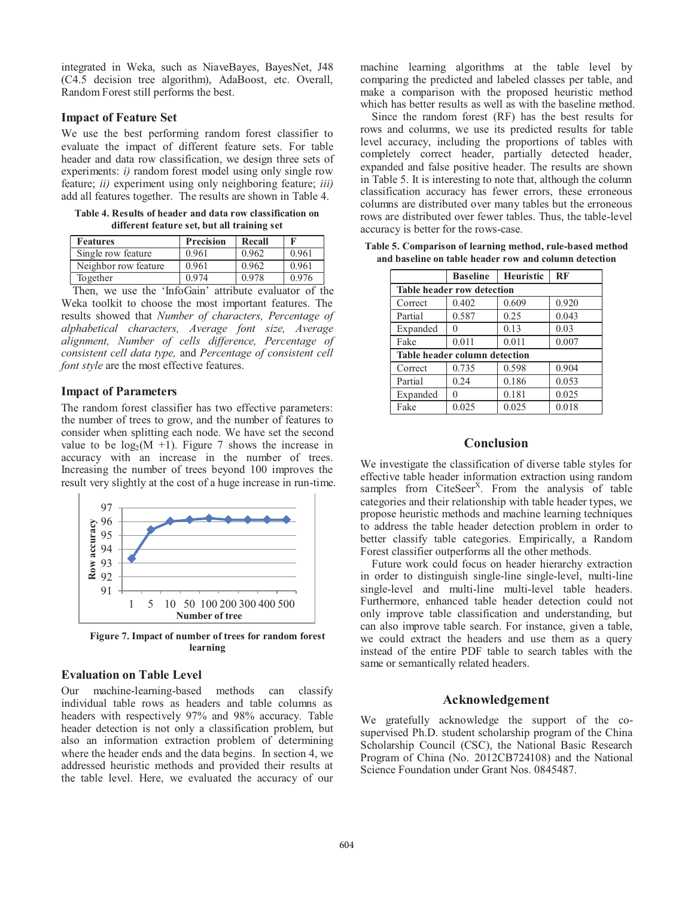integrated in Weka, such as NiaveBayes, BayesNet, J48 (C4.5 decision tree algorithm), AdaBoost, etc. Overall, Random Forest still performs the best.

### Impact of Feature Set

We use the best performing random forest classifier to evaluate the impact of different feature sets. For table header and data row classification, we design three sets of experiments: *i)* random forest model using only single row feature; *ii)* experiment using only neighboring feature; *iii)* add all features together. The results are shown in Table 4.

**Table 4. Results of header and data row classification on different feature set, but all training set**

| Features | Precision | Recall | F |
|---|---|---|---|
| Single row feature | 0.961 | 0.962 | 0.961 |
| Neighbor row feature | 0.961 | 0.962 | 0.961 |
| Together | 0.974 | 0.978 | 0.976 |

Then, we use the 'InfoGain' attribute evaluator of the Weka toolkit to choose the most important features. The results showed that *Number of characters, Percentage of alphabetical characters, Average font size, Average alignment, Number of cells difference, Percentage of consistent cell data type,* and *Percentage of consistent cell font style* are the most effective features.

### Impact of Parameters

The random forest classifier has two effective parameters: the number of trees to grow, and the number of features to consider when splitting each node. We have set the second value to be $\log_2(M+1)$. Figure 7 shows the increase in accuracy with an increase in the number of trees. Increasing the number of trees beyond 100 improves the result very slightly at the cost of a huge increase in run-time.

**Figure 7. Impact of number of trees for random forest learning**

### Evaluation on Table Level

Our machine-learning-based methods can classify individual table rows as headers and table columns as headers with respectively 97% and 98% accuracy. Table header detection is not only a classification problem, but also an information extraction problem of determining where the header ends and the data begins. In section 4, we addressed heuristic methods and provided their results at the table level. Here, we evaluated the accuracy of our machine learning algorithms at the table level by comparing the predicted and labeled classes per table, and make a comparison with the proposed heuristic method which has better results as well as with the baseline method.

Since the random forest (RF) has the best results for rows and columns, we use its predicted results for table level accuracy, including the proportions of tables with completely correct header, partially detected header, expanded and false positive header. The results are shown in Table 5. It is interesting to note that, although the column classification accuracy has fewer errors, these erroneous columns are distributed over many tables but the erroneous rows are distributed over fewer tables. Thus, the table-level accuracy is better for the rows-case.

**Table 5. Comparison of learning method, rule-based method and baseline on table header row and column detection**

| | Baseline | Heuristic | RF |
|---|---|---|---|
| **Table header row detection** | | | |
| Correct | 0.402 | 0.609 | 0.920 |
| Partial | 0.587 | 0.25 | 0.043 |
| Expanded | 0 | 0.13 | 0.03 |
| Fake | 0.011 | 0.011 | 0.007 |
| **Table header column detection** | | | |
| Correct | 0.735 | 0.598 | 0.904 |
| Partial | 0.24 | 0.186 | 0.053 |
| Expanded | 0 | 0.181 | 0.025 |
| Fake | 0.025 | 0.025 | 0.018 |

## Conclusion

We investigate the classification of diverse table styles for effective table header information extraction using random samples from CiteSeer[X]. From the analysis of table categories and their relationship with table header types, we propose heuristic methods and machine learning techniques to address the table header detection problem in order to better classify table categories. Empirically, a Random Forest classifier outperforms all the other methods.

Future work could focus on header hierarchy extraction in order to distinguish single-line single-level, multi-line single-level and multi-line multi-level table headers. Furthermore, enhanced table header detection could not only improve table classification and understanding, but can also improve table search. For instance, given a table, we could extract the headers and use them as a query instead of the entire PDF table to search tables with the same or semantically related headers.

## Acknowledgement

We gratefully acknowledge the support of the co-supervised Ph.D. student scholarship program of the China Scholarship Council (CSC), the National Basic Research Program of China (No. 2012CB724108) and the National Science Foundation under Grant Nos. 0845487.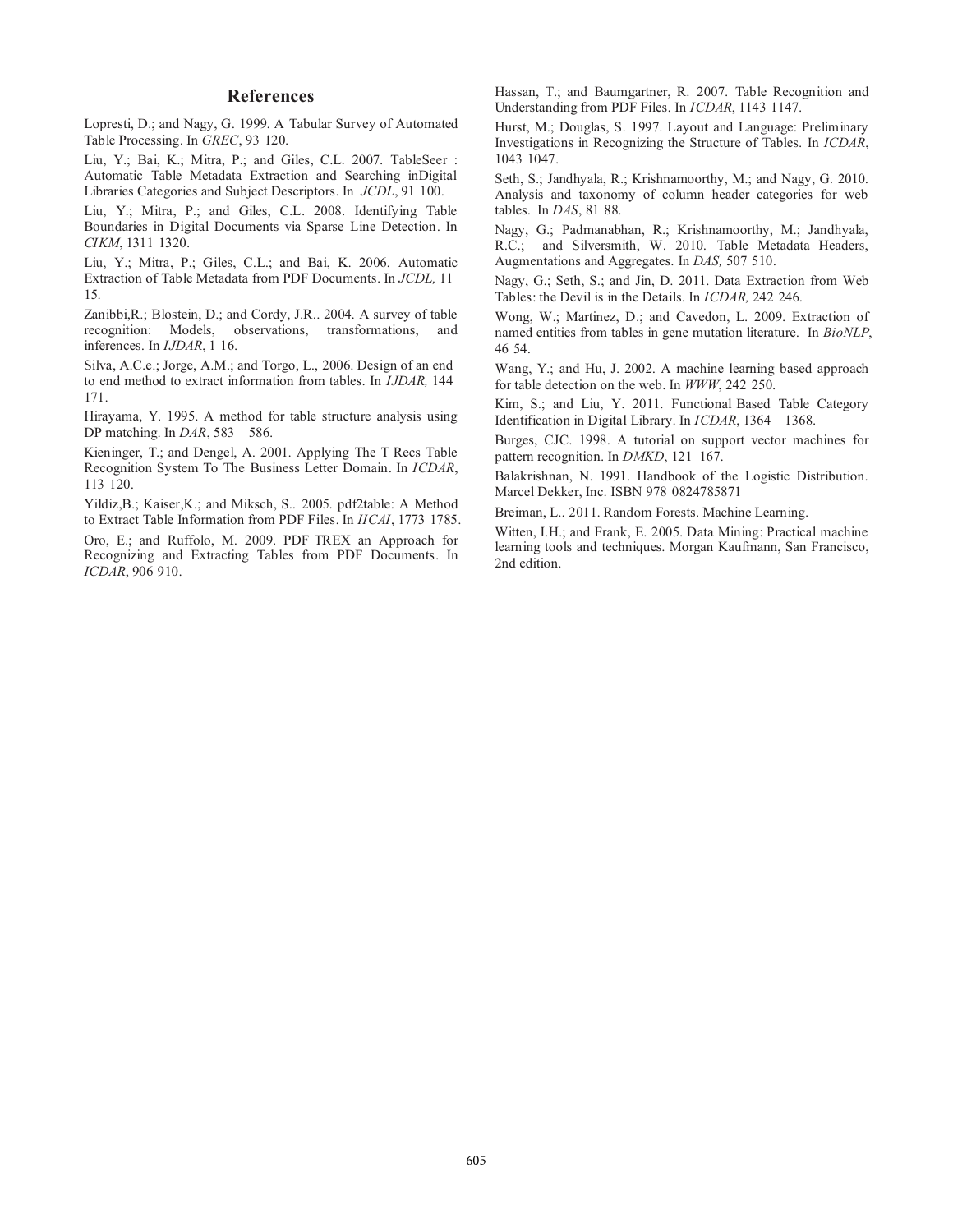## References

Lopresti, D.; and Nagy, G. 1999. A Tabular Survey of Automated Table Processing. In *GREC*, 93 120.

Liu, Y.; Bai, K.; Mitra, P.; and Giles, C.L. 2007. TableSeer : Automatic Table Metadata Extraction and Searching inDigital Libraries Categories and Subject Descriptors. In *JCDL*, 91 100.

Liu, Y.; Mitra, P.; and Giles, C.L. 2008. Identifying Table Boundaries in Digital Documents via Sparse Line Detection. In *CIKM*, 1311 1320.

Liu, Y.; Mitra, P.; Giles, C.L.; and Bai, K. 2006. Automatic Extraction of Table Metadata from PDF Documents. In *JCDL,* 11 15.

Zanibbi,R.; Blostein, D.; and Cordy, J.R.. 2004. A survey of table recognition: Models, observations, transformations, and inferences. In *IJDAR*, 1 16.

Silva, A.C.e.; Jorge, A.M.; and Torgo, L., 2006. Design of an end to end method to extract information from tables. In *IJDAR,* 144 171.

Hirayama, Y. 1995. A method for table structure analysis using DP matching. In *DAR*, 583 586.

Kieninger, T.; and Dengel, A. 2001. Applying The T Recs Table Recognition System To The Business Letter Domain. In *ICDAR*, 113 120.

Yildiz,B.; Kaiser,K.; and Miksch, S.. 2005. pdf2table: A Method to Extract Table Information from PDF Files. In *IICAI*, 1773 1785.

Oro, E.; and Ruffolo, M. 2009. PDF TREX an Approach for Recognizing and Extracting Tables from PDF Documents. In *ICDAR*, 906 910.

Hassan, T.; and Baumgartner, R. 2007. Table Recognition and Understanding from PDF Files. In *ICDAR*, 1143 1147.

Hurst, M.; Douglas, S. 1997. Layout and Language: Preliminary Investigations in Recognizing the Structure of Tables. In *ICDAR*, 1043 1047.

Seth, S.; Jandhyala, R.; Krishnamoorthy, M.; and Nagy, G. 2010. Analysis and taxonomy of column header categories for web tables. In *DAS*, 81 88.

Nagy, G.; Padmanabhan, R.; Krishnamoorthy, M.; Jandhyala, R.C.; and Silversmith, W. 2010. Table Metadata Headers, Augmentations and Aggregates. In *DAS,* 507 510.

Nagy, G.; Seth, S.; and Jin, D. 2011. Data Extraction from Web Tables: the Devil is in the Details. In *ICDAR,* 242 246.

Wong, W.; Martinez, D.; and Cavedon, L. 2009. Extraction of named entities from tables in gene mutation literature. In *BioNLP*, 46 54.

Wang, Y.; and Hu, J. 2002. A machine learning based approach for table detection on the web. In *WWW*, 242 250.

Kim, S.; and Liu, Y. 2011. Functional Based Table Category Identification in Digital Library. In *ICDAR*, 1364 1368.

Burges, CJC. 1998. A tutorial on support vector machines for pattern recognition. In *DMKD*, 121 167.

Balakrishnan, N. 1991. Handbook of the Logistic Distribution. Marcel Dekker, Inc. ISBN 978 0824785871

Breiman, L.. 2011. Random Forests. Machine Learning.

Witten, I.H.; and Frank, E. 2005. Data Mining: Practical machine learning tools and techniques. Morgan Kaufmann, San Francisco, 2nd edition.